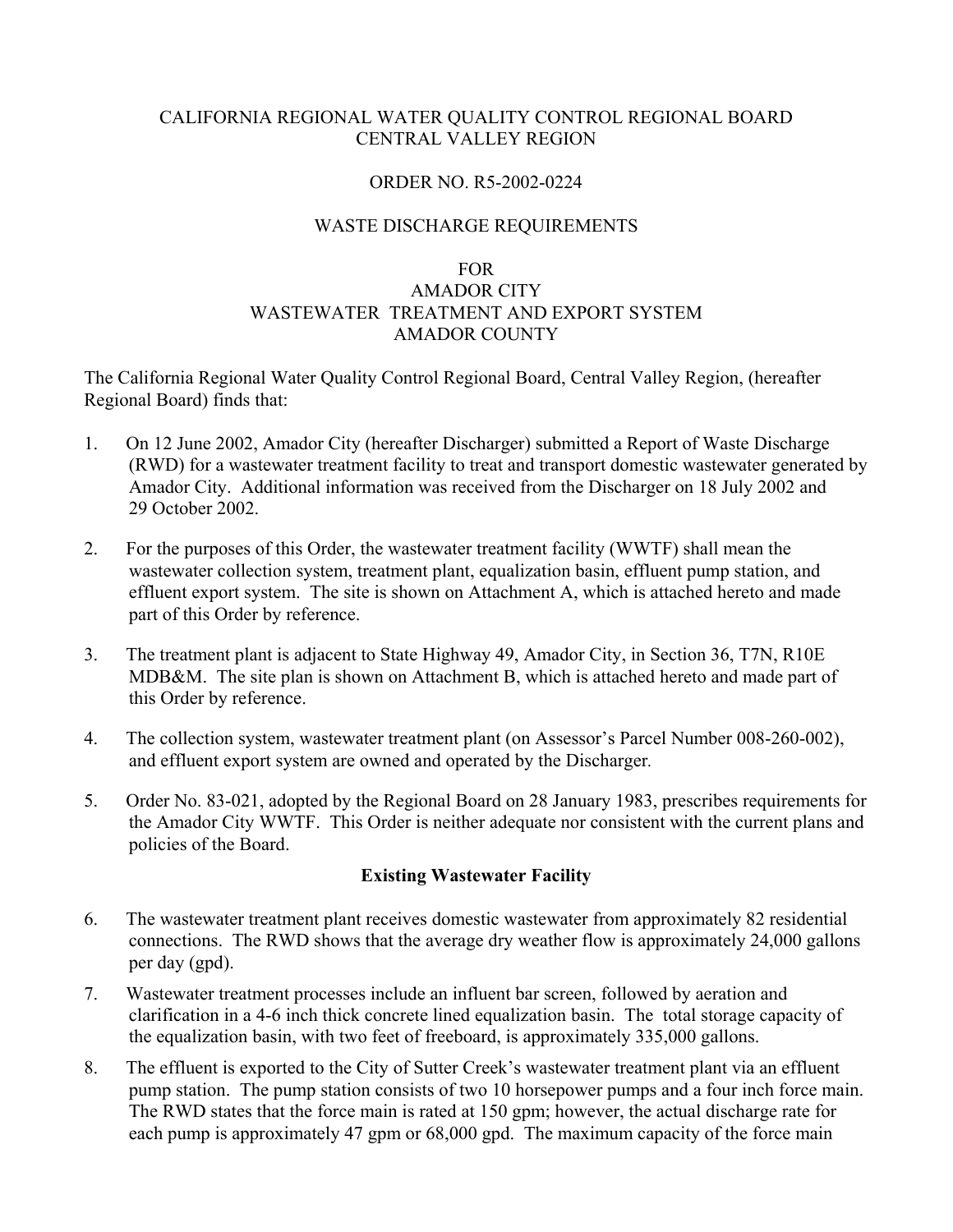CALIFORNIA REGIONAL WATER QUALITY CONTROL REGIONAL BOARD
CENTRAL VALLEY REGION

ORDER NO. R5-2002-0224

WASTE DISCHARGE REQUIREMENTS

FOR
AMADOR CITY
WASTEWATER TREATMENT AND EXPORT SYSTEM
AMADOR COUNTY

The California Regional Water Quality Control Regional Board, Central Valley Region, (hereafter Regional Board) finds that:

1. On 12 June 2002, Amador City (hereafter Discharger) submitted a Report of Waste Discharge (RWD) for a wastewater treatment facility to treat and transport domestic wastewater generated by Amador City. Additional information was received from the Discharger on 18 July 2002 and 29 October 2002.

2. For the purposes of this Order, the wastewater treatment facility (WWTF) shall mean the wastewater collection system, treatment plant, equalization basin, effluent pump station, and effluent export system. The site is shown on Attachment A, which is attached hereto and made part of this Order by reference.

3. The treatment plant is adjacent to State Highway 49, Amador City, in Section 36, T7N, R10E MDB&M. The site plan is shown on Attachment B, which is attached hereto and made part of this Order by reference.

4. The collection system, wastewater treatment plant (on Assessor's Parcel Number 008-260-002), and effluent export system are owned and operated by the Discharger.

5. Order No. 83-021, adopted by the Regional Board on 28 January 1983, prescribes requirements for the Amador City WWTF. This Order is neither adequate nor consistent with the current plans and policies of the Board.

**Existing Wastewater Facility**

6. The wastewater treatment plant receives domestic wastewater from approximately 82 residential connections. The RWD shows that the average dry weather flow is approximately 24,000 gallons per day (gpd).

7. Wastewater treatment processes include an influent bar screen, followed by aeration and clarification in a 4-6 inch thick concrete lined equalization basin. The total storage capacity of the equalization basin, with two feet of freeboard, is approximately 335,000 gallons.

8. The effluent is exported to the City of Sutter Creek's wastewater treatment plant via an effluent pump station. The pump station consists of two 10 horsepower pumps and a four inch force main. The RWD states that the force main is rated at 150 gpm; however, the actual discharge rate for each pump is approximately 47 gpm or 68,000 gpd. The maximum capacity of the force main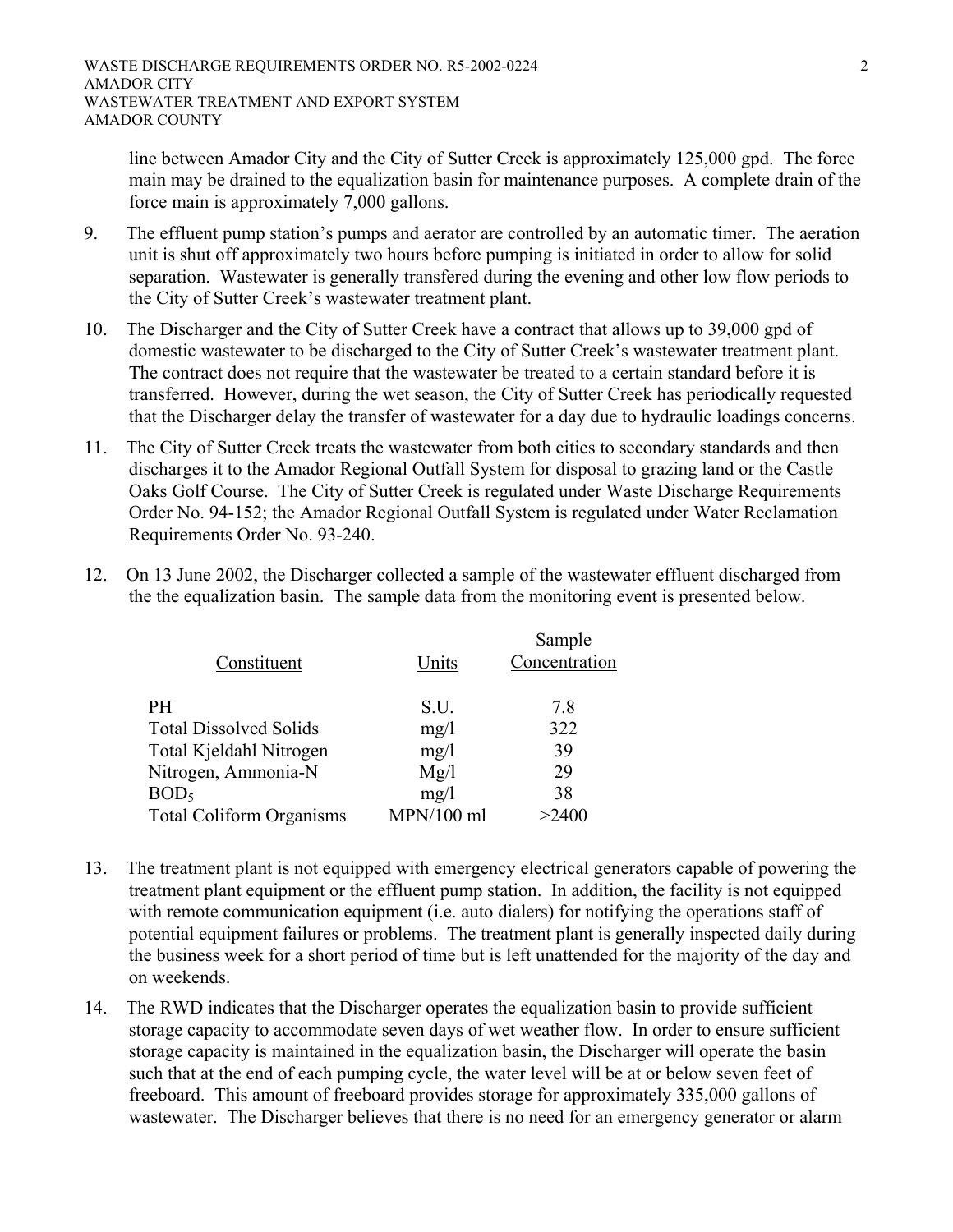line between Amador City and the City of Sutter Creek is approximately 125,000 gpd. The force main may be drained to the equalization basin for maintenance purposes. A complete drain of the force main is approximately 7,000 gallons.

9. The effluent pump station's pumps and aerator are controlled by an automatic timer. The aeration unit is shut off approximately two hours before pumping is initiated in order to allow for solid separation. Wastewater is generally transfered during the evening and other low flow periods to the City of Sutter Creek's wastewater treatment plant.

10. The Discharger and the City of Sutter Creek have a contract that allows up to 39,000 gpd of domestic wastewater to be discharged to the City of Sutter Creek's wastewater treatment plant. The contract does not require that the wastewater be treated to a certain standard before it is transferred. However, during the wet season, the City of Sutter Creek has periodically requested that the Discharger delay the transfer of wastewater for a day due to hydraulic loadings concerns.

11. The City of Sutter Creek treats the wastewater from both cities to secondary standards and then discharges it to the Amador Regional Outfall System for disposal to grazing land or the Castle Oaks Golf Course. The City of Sutter Creek is regulated under Waste Discharge Requirements Order No. 94-152; the Amador Regional Outfall System is regulated under Water Reclamation Requirements Order No. 93-240.

12. On 13 June 2002, the Discharger collected a sample of the wastewater effluent discharged from the the equalization basin. The sample data from the monitoring event is presented below.

| Constituent | Units | Sample Concentration |
|---|---|---|
| PH | S.U. | 7.8 |
| Total Dissolved Solids | mg/l | 322 |
| Total Kjeldahl Nitrogen | mg/l | 39 |
| Nitrogen, Ammonia-N | Mg/l | 29 |
| $BOD_5$ | mg/l | 38 |
| Total Coliform Organisms | MPN/100 ml | >2400 |

13. The treatment plant is not equipped with emergency electrical generators capable of powering the treatment plant equipment or the effluent pump station. In addition, the facility is not equipped with remote communication equipment (i.e. auto dialers) for notifying the operations staff of potential equipment failures or problems. The treatment plant is generally inspected daily during the business week for a short period of time but is left unattended for the majority of the day and on weekends.

14. The RWD indicates that the Discharger operates the equalization basin to provide sufficient storage capacity to accommodate seven days of wet weather flow. In order to ensure sufficient storage capacity is maintained in the equalization basin, the Discharger will operate the basin such that at the end of each pumping cycle, the water level will be at or below seven feet of freeboard. This amount of freeboard provides storage for approximately 335,000 gallons of wastewater. The Discharger believes that there is no need for an emergency generator or alarm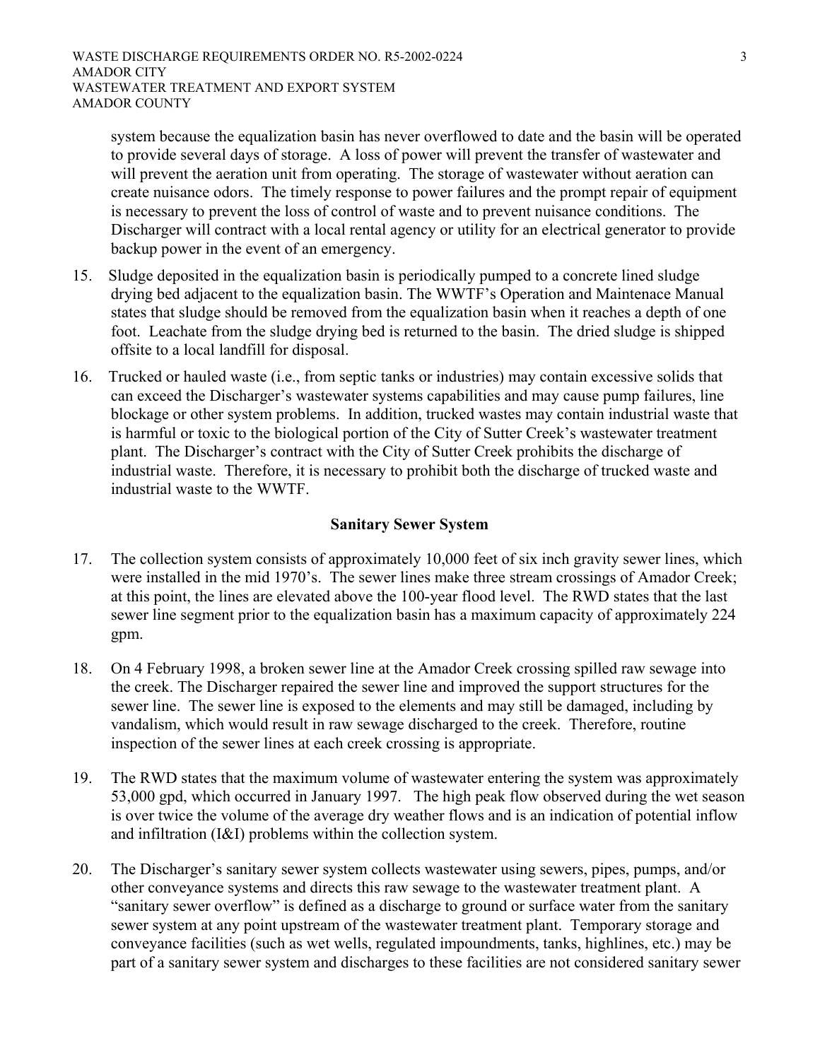system because the equalization basin has never overflowed to date and the basin will be operated to provide several days of storage. A loss of power will prevent the transfer of wastewater and will prevent the aeration unit from operating. The storage of wastewater without aeration can create nuisance odors. The timely response to power failures and the prompt repair of equipment is necessary to prevent the loss of control of waste and to prevent nuisance conditions. The Discharger will contract with a local rental agency or utility for an electrical generator to provide backup power in the event of an emergency.

15. Sludge deposited in the equalization basin is periodically pumped to a concrete lined sludge drying bed adjacent to the equalization basin. The WWTF's Operation and Maintenace Manual states that sludge should be removed from the equalization basin when it reaches a depth of one foot. Leachate from the sludge drying bed is returned to the basin. The dried sludge is shipped offsite to a local landfill for disposal.

16. Trucked or hauled waste (i.e., from septic tanks or industries) may contain excessive solids that can exceed the Discharger's wastewater systems capabilities and may cause pump failures, line blockage or other system problems. In addition, trucked wastes may contain industrial waste that is harmful or toxic to the biological portion of the City of Sutter Creek's wastewater treatment plant. The Discharger's contract with the City of Sutter Creek prohibits the discharge of industrial waste. Therefore, it is necessary to prohibit both the discharge of trucked waste and industrial waste to the WWTF.

## Sanitary Sewer System

17. The collection system consists of approximately 10,000 feet of six inch gravity sewer lines, which were installed in the mid 1970's. The sewer lines make three stream crossings of Amador Creek; at this point, the lines are elevated above the 100-year flood level. The RWD states that the last sewer line segment prior to the equalization basin has a maximum capacity of approximately 224 gpm.

18. On 4 February 1998, a broken sewer line at the Amador Creek crossing spilled raw sewage into the creek. The Discharger repaired the sewer line and improved the support structures for the sewer line. The sewer line is exposed to the elements and may still be damaged, including by vandalism, which would result in raw sewage discharged to the creek. Therefore, routine inspection of the sewer lines at each creek crossing is appropriate.

19. The RWD states that the maximum volume of wastewater entering the system was approximately 53,000 gpd, which occurred in January 1997. The high peak flow observed during the wet season is over twice the volume of the average dry weather flows and is an indication of potential inflow and infiltration (I&I) problems within the collection system.

20. The Discharger's sanitary sewer system collects wastewater using sewers, pipes, pumps, and/or other conveyance systems and directs this raw sewage to the wastewater treatment plant. A "sanitary sewer overflow" is defined as a discharge to ground or surface water from the sanitary sewer system at any point upstream of the wastewater treatment plant. Temporary storage and conveyance facilities (such as wet wells, regulated impoundments, tanks, highlines, etc.) may be part of a sanitary sewer system and discharges to these facilities are not considered sanitary sewer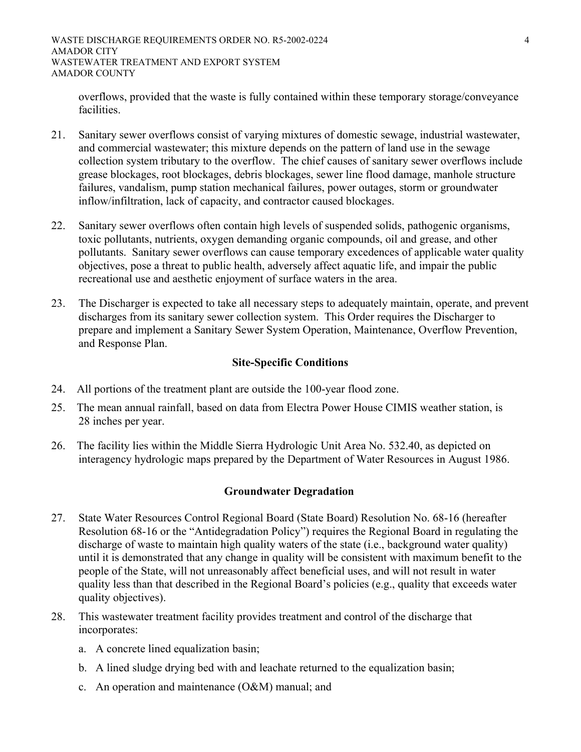overflows, provided that the waste is fully contained within these temporary storage/conveyance facilities.

21. Sanitary sewer overflows consist of varying mixtures of domestic sewage, industrial wastewater, and commercial wastewater; this mixture depends on the pattern of land use in the sewage collection system tributary to the overflow. The chief causes of sanitary sewer overflows include grease blockages, root blockages, debris blockages, sewer line flood damage, manhole structure failures, vandalism, pump station mechanical failures, power outages, storm or groundwater inflow/infiltration, lack of capacity, and contractor caused blockages.

22. Sanitary sewer overflows often contain high levels of suspended solids, pathogenic organisms, toxic pollutants, nutrients, oxygen demanding organic compounds, oil and grease, and other pollutants. Sanitary sewer overflows can cause temporary excedences of applicable water quality objectives, pose a threat to public health, adversely affect aquatic life, and impair the public recreational use and aesthetic enjoyment of surface waters in the area.

23. The Discharger is expected to take all necessary steps to adequately maintain, operate, and prevent discharges from its sanitary sewer collection system. This Order requires the Discharger to prepare and implement a Sanitary Sewer System Operation, Maintenance, Overflow Prevention, and Response Plan.

**Site-Specific Conditions**

24. All portions of the treatment plant are outside the 100-year flood zone.

25. The mean annual rainfall, based on data from Electra Power House CIMIS weather station, is 28 inches per year.

26. The facility lies within the Middle Sierra Hydrologic Unit Area No. 532.40, as depicted on interagency hydrologic maps prepared by the Department of Water Resources in August 1986.

**Groundwater Degradation**

27. State Water Resources Control Regional Board (State Board) Resolution No. 68-16 (hereafter Resolution 68-16 or the "Antidegradation Policy") requires the Regional Board in regulating the discharge of waste to maintain high quality waters of the state (i.e., background water quality) until it is demonstrated that any change in quality will be consistent with maximum benefit to the people of the State, will not unreasonably affect beneficial uses, and will not result in water quality less than that described in the Regional Board's policies (e.g., quality that exceeds water quality objectives).

28. This wastewater treatment facility provides treatment and control of the discharge that incorporates:

    a. A concrete lined equalization basin;

    b. A lined sludge drying bed with and leachate returned to the equalization basin;

    c. An operation and maintenance (O&M) manual; and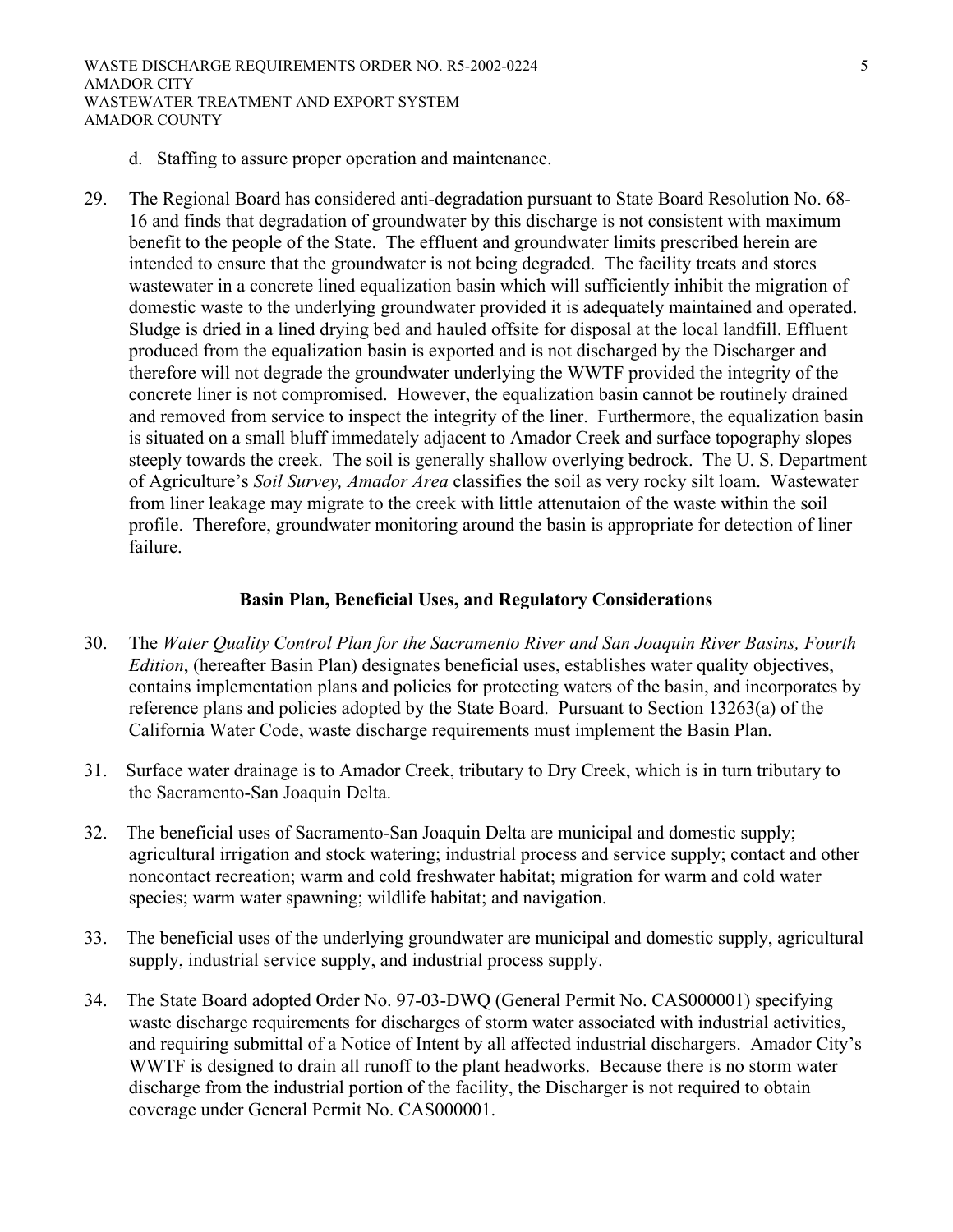d. Staffing to assure proper operation and maintenance.

29. The Regional Board has considered anti-degradation pursuant to State Board Resolution No. 68-16 and finds that degradation of groundwater by this discharge is not consistent with maximum benefit to the people of the State. The effluent and groundwater limits prescribed herein are intended to ensure that the groundwater is not being degraded. The facility treats and stores wastewater in a concrete lined equalization basin which will sufficiently inhibit the migration of domestic waste to the underlying groundwater provided it is adequately maintained and operated. Sludge is dried in a lined drying bed and hauled offsite for disposal at the local landfill. Effluent produced from the equalization basin is exported and is not discharged by the Discharger and therefore will not degrade the groundwater underlying the WWTF provided the integrity of the concrete liner is not compromised. However, the equalization basin cannot be routinely drained and removed from service to inspect the integrity of the liner. Furthermore, the equalization basin is situated on a small bluff immedately adjacent to Amador Creek and surface topography slopes steeply towards the creek. The soil is generally shallow overlying bedrock. The U. S. Department of Agriculture's *Soil Survey, Amador Area* classifies the soil as very rocky silt loam. Wastewater from liner leakage may migrate to the creek with little attenutaion of the waste within the soil profile. Therefore, groundwater monitoring around the basin is appropriate for detection of liner failure.

## Basin Plan, Beneficial Uses, and Regulatory Considerations

30. The *Water Quality Control Plan for the Sacramento River and San Joaquin River Basins, Fourth Edition*, (hereafter Basin Plan) designates beneficial uses, establishes water quality objectives, contains implementation plans and policies for protecting waters of the basin, and incorporates by reference plans and policies adopted by the State Board. Pursuant to Section 13263(a) of the California Water Code, waste discharge requirements must implement the Basin Plan.

31. Surface water drainage is to Amador Creek, tributary to Dry Creek, which is in turn tributary to the Sacramento-San Joaquin Delta.

32. The beneficial uses of Sacramento-San Joaquin Delta are municipal and domestic supply; agricultural irrigation and stock watering; industrial process and service supply; contact and other noncontact recreation; warm and cold freshwater habitat; migration for warm and cold water species; warm water spawning; wildlife habitat; and navigation.

33. The beneficial uses of the underlying groundwater are municipal and domestic supply, agricultural supply, industrial service supply, and industrial process supply.

34. The State Board adopted Order No. 97-03-DWQ (General Permit No. CAS000001) specifying waste discharge requirements for discharges of storm water associated with industrial activities, and requiring submittal of a Notice of Intent by all affected industrial dischargers. Amador City's WWTF is designed to drain all runoff to the plant headworks. Because there is no storm water discharge from the industrial portion of the facility, the Discharger is not required to obtain coverage under General Permit No. CAS000001.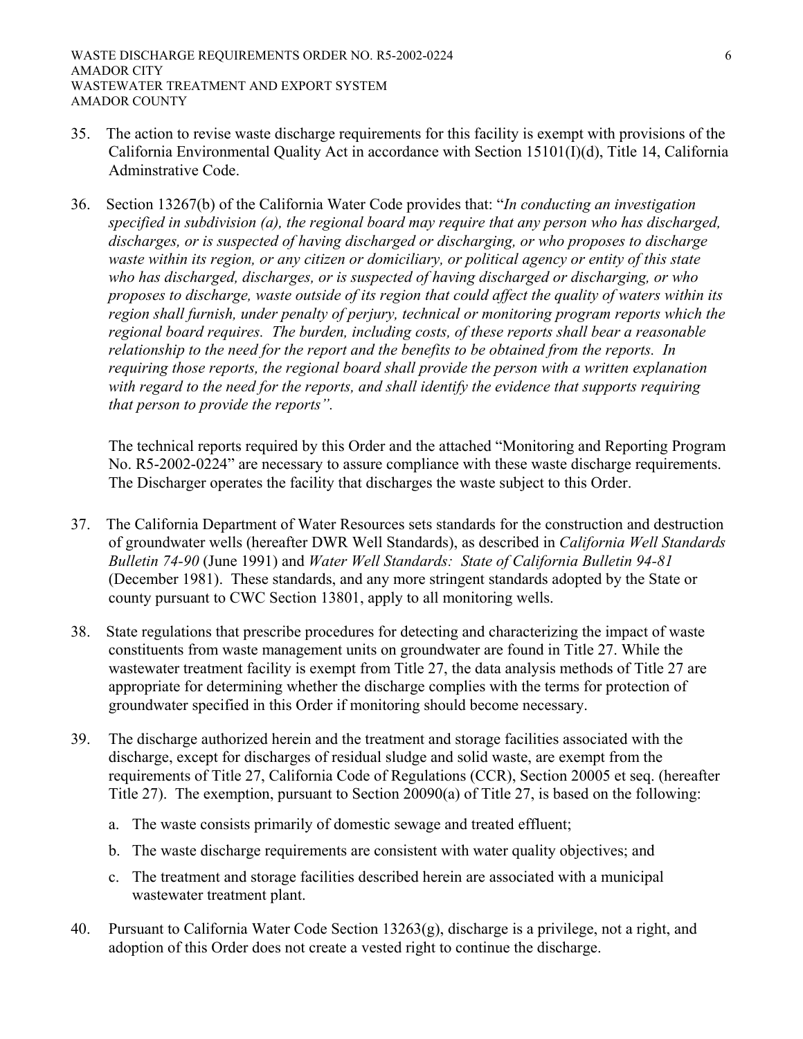35. The action to revise waste discharge requirements for this facility is exempt with provisions of the California Environmental Quality Act in accordance with Section 15101(I)(d), Title 14, California Adminstrative Code.

36. Section 13267(b) of the California Water Code provides that: "*In conducting an investigation specified in subdivision (a), the regional board may require that any person who has discharged, discharges, or is suspected of having discharged or discharging, or who proposes to discharge waste within its region, or any citizen or domiciliary, or political agency or entity of this state who has discharged, discharges, or is suspected of having discharged or discharging, or who proposes to discharge, waste outside of its region that could affect the quality of waters within its region shall furnish, under penalty of perjury, technical or monitoring program reports which the regional board requires. The burden, including costs, of these reports shall bear a reasonable relationship to the need for the report and the benefits to be obtained from the reports. In requiring those reports, the regional board shall provide the person with a written explanation with regard to the need for the reports, and shall identify the evidence that supports requiring that person to provide the reports*".

    The technical reports required by this Order and the attached "Monitoring and Reporting Program No. R5-2002-0224" are necessary to assure compliance with these waste discharge requirements. The Discharger operates the facility that discharges the waste subject to this Order.

37. The California Department of Water Resources sets standards for the construction and destruction of groundwater wells (hereafter DWR Well Standards), as described in *California Well Standards Bulletin 74-90* (June 1991) and *Water Well Standards: State of California Bulletin 94-81* (December 1981). These standards, and any more stringent standards adopted by the State or county pursuant to CWC Section 13801, apply to all monitoring wells.

38. State regulations that prescribe procedures for detecting and characterizing the impact of waste constituents from waste management units on groundwater are found in Title 27. While the wastewater treatment facility is exempt from Title 27, the data analysis methods of Title 27 are appropriate for determining whether the discharge complies with the terms for protection of groundwater specified in this Order if monitoring should become necessary.

39. The discharge authorized herein and the treatment and storage facilities associated with the discharge, except for discharges of residual sludge and solid waste, are exempt from the requirements of Title 27, California Code of Regulations (CCR), Section 20005 et seq. (hereafter Title 27). The exemption, pursuant to Section 20090(a) of Title 27, is based on the following:

    a. The waste consists primarily of domestic sewage and treated effluent;

    b. The waste discharge requirements are consistent with water quality objectives; and

    c. The treatment and storage facilities described herein are associated with a municipal wastewater treatment plant.

40. Pursuant to California Water Code Section 13263(g), discharge is a privilege, not a right, and adoption of this Order does not create a vested right to continue the discharge.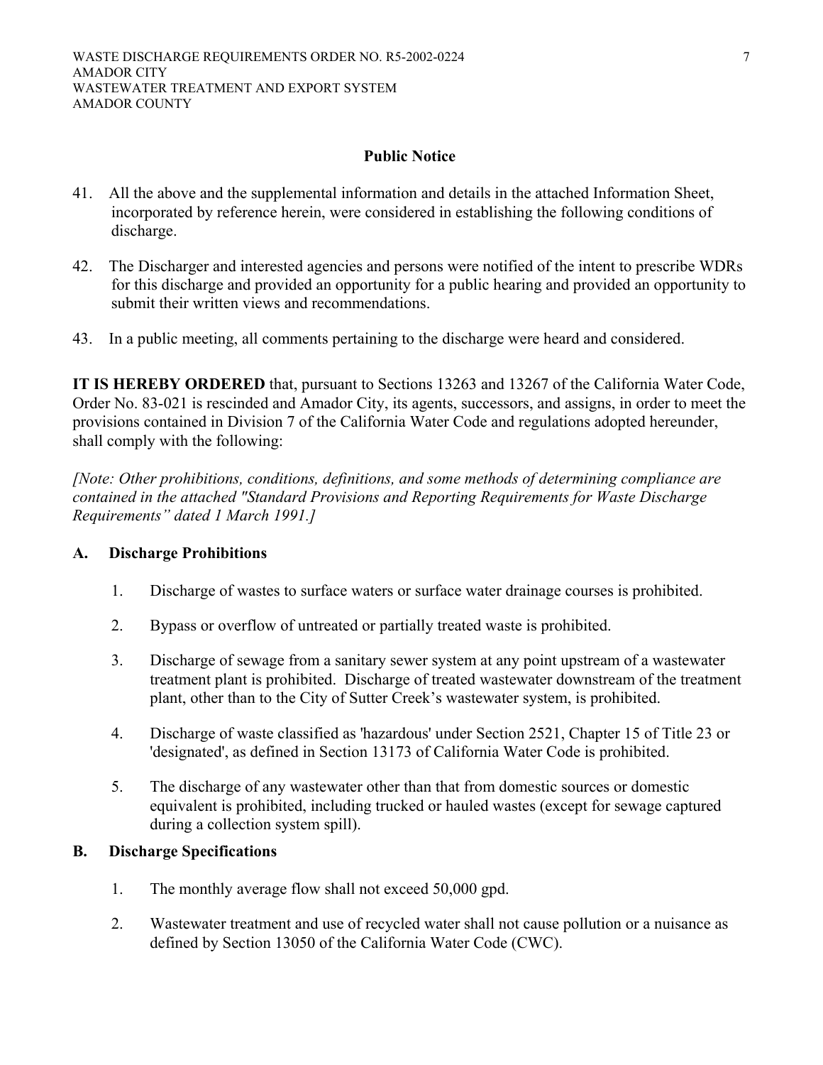## Public Notice

41. All the above and the supplemental information and details in the attached Information Sheet, incorporated by reference herein, were considered in establishing the following conditions of discharge.

42. The Discharger and interested agencies and persons were notified of the intent to prescribe WDRs for this discharge and provided an opportunity for a public hearing and provided an opportunity to submit their written views and recommendations.

43. In a public meeting, all comments pertaining to the discharge were heard and considered.

**IT IS HEREBY ORDERED** that, pursuant to Sections 13263 and 13267 of the California Water Code, Order No. 83-021 is rescinded and Amador City, its agents, successors, and assigns, in order to meet the provisions contained in Division 7 of the California Water Code and regulations adopted hereunder, shall comply with the following:

*[Note: Other prohibitions, conditions, definitions, and some methods of determining compliance are contained in the attached "Standard Provisions and Reporting Requirements for Waste Discharge Requirements" dated 1 March 1991.]*

### A. Discharge Prohibitions

1. Discharge of wastes to surface waters or surface water drainage courses is prohibited.

2. Bypass or overflow of untreated or partially treated waste is prohibited.

3. Discharge of sewage from a sanitary sewer system at any point upstream of a wastewater treatment plant is prohibited. Discharge of treated wastewater downstream of the treatment plant, other than to the City of Sutter Creek's wastewater system, is prohibited.

4. Discharge of waste classified as 'hazardous' under Section 2521, Chapter 15 of Title 23 or 'designated', as defined in Section 13173 of California Water Code is prohibited.

5. The discharge of any wastewater other than that from domestic sources or domestic equivalent is prohibited, including trucked or hauled wastes (except for sewage captured during a collection system spill).

### B. Discharge Specifications

1. The monthly average flow shall not exceed 50,000 gpd.

2. Wastewater treatment and use of recycled water shall not cause pollution or a nuisance as defined by Section 13050 of the California Water Code (CWC).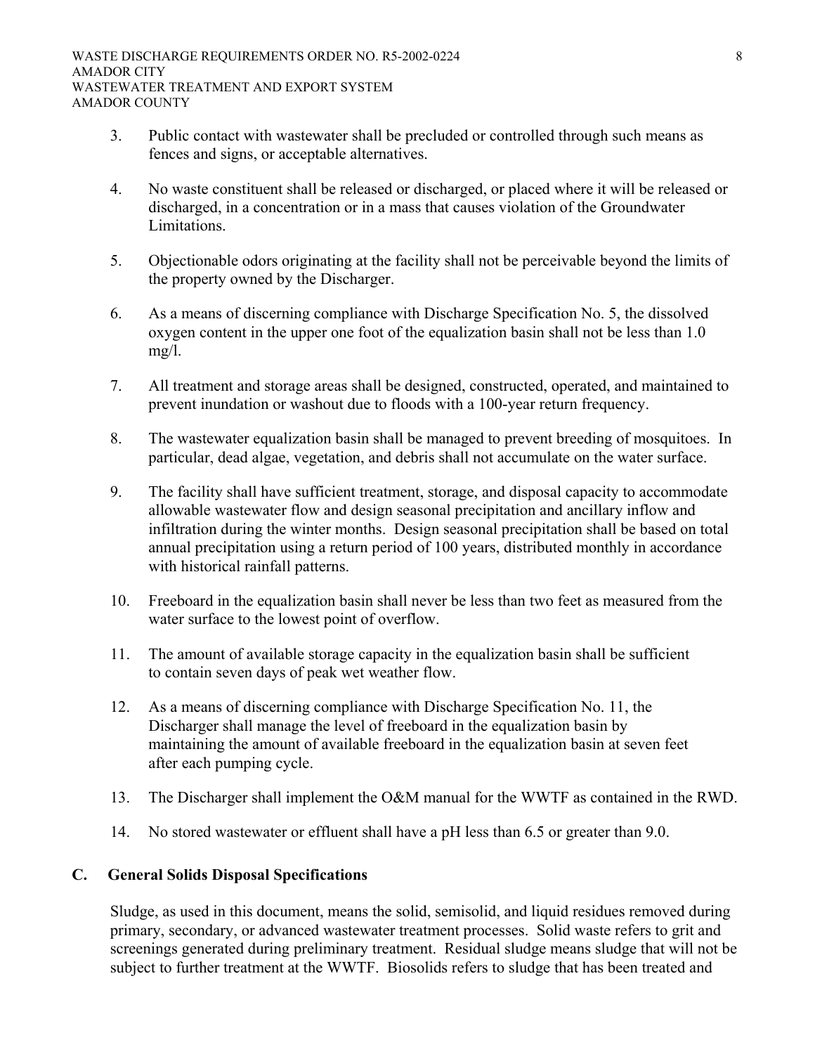3. Public contact with wastewater shall be precluded or controlled through such means as fences and signs, or acceptable alternatives.

4. No waste constituent shall be released or discharged, or placed where it will be released or discharged, in a concentration or in a mass that causes violation of the Groundwater Limitations.

5. Objectionable odors originating at the facility shall not be perceivable beyond the limits of the property owned by the Discharger.

6. As a means of discerning compliance with Discharge Specification No. 5, the dissolved oxygen content in the upper one foot of the equalization basin shall not be less than 1.0 mg/l.

7. All treatment and storage areas shall be designed, constructed, operated, and maintained to prevent inundation or washout due to floods with a 100-year return frequency.

8. The wastewater equalization basin shall be managed to prevent breeding of mosquitoes. In particular, dead algae, vegetation, and debris shall not accumulate on the water surface.

9. The facility shall have sufficient treatment, storage, and disposal capacity to accommodate allowable wastewater flow and design seasonal precipitation and ancillary inflow and infiltration during the winter months. Design seasonal precipitation shall be based on total annual precipitation using a return period of 100 years, distributed monthly in accordance with historical rainfall patterns.

10. Freeboard in the equalization basin shall never be less than two feet as measured from the water surface to the lowest point of overflow.

11. The amount of available storage capacity in the equalization basin shall be sufficient to contain seven days of peak wet weather flow.

12. As a means of discerning compliance with Discharge Specification No. 11, the Discharger shall manage the level of freeboard in the equalization basin by maintaining the amount of available freeboard in the equalization basin at seven feet after each pumping cycle.

13. The Discharger shall implement the O&M manual for the WWTF as contained in the RWD.

14. No stored wastewater or effluent shall have a pH less than 6.5 or greater than 9.0.

## C. General Solids Disposal Specifications

Sludge, as used in this document, means the solid, semisolid, and liquid residues removed during primary, secondary, or advanced wastewater treatment processes. Solid waste refers to grit and screenings generated during preliminary treatment. Residual sludge means sludge that will not be subject to further treatment at the WWTF. Biosolids refers to sludge that has been treated and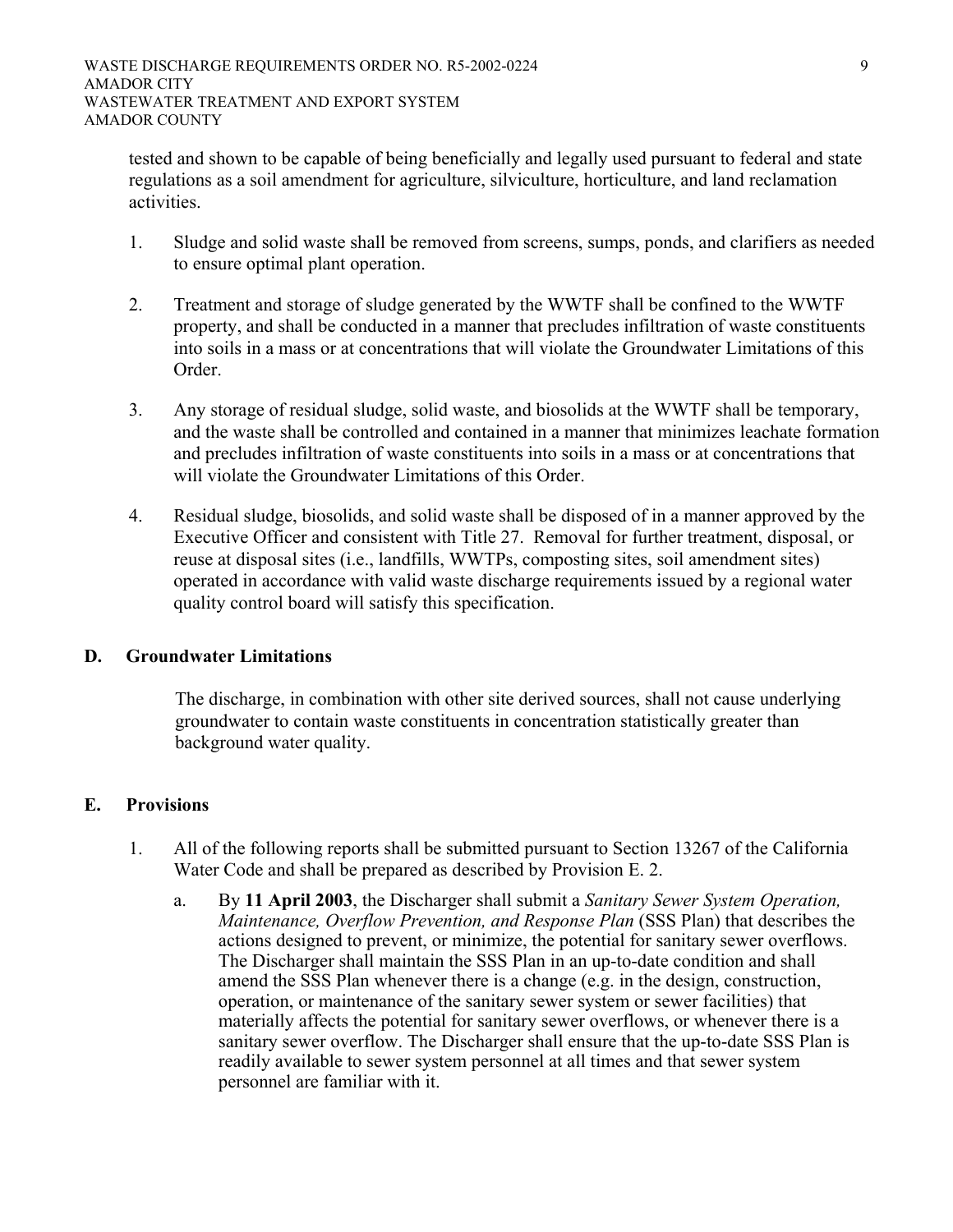tested and shown to be capable of being beneficially and legally used pursuant to federal and state regulations as a soil amendment for agriculture, silviculture, horticulture, and land reclamation activities.

1. Sludge and solid waste shall be removed from screens, sumps, ponds, and clarifiers as needed to ensure optimal plant operation.

2. Treatment and storage of sludge generated by the WWTF shall be confined to the WWTF property, and shall be conducted in a manner that precludes infiltration of waste constituents into soils in a mass or at concentrations that will violate the Groundwater Limitations of this Order.

3. Any storage of residual sludge, solid waste, and biosolids at the WWTF shall be temporary, and the waste shall be controlled and contained in a manner that minimizes leachate formation and precludes infiltration of waste constituents into soils in a mass or at concentrations that will violate the Groundwater Limitations of this Order.

4. Residual sludge, biosolids, and solid waste shall be disposed of in a manner approved by the Executive Officer and consistent with Title 27. Removal for further treatment, disposal, or reuse at disposal sites (i.e., landfills, WWTPs, composting sites, soil amendment sites) operated in accordance with valid waste discharge requirements issued by a regional water quality control board will satisfy this specification.

## D. Groundwater Limitations

The discharge, in combination with other site derived sources, shall not cause underlying groundwater to contain waste constituents in concentration statistically greater than background water quality.

## E. Provisions

1. All of the following reports shall be submitted pursuant to Section 13267 of the California Water Code and shall be prepared as described by Provision E. 2.

   a. By **11 April 2003**, the Discharger shall submit a *Sanitary Sewer System Operation, Maintenance, Overflow Prevention, and Response Plan* (SSS Plan) that describes the actions designed to prevent, or minimize, the potential for sanitary sewer overflows. The Discharger shall maintain the SSS Plan in an up-to-date condition and shall amend the SSS Plan whenever there is a change (e.g. in the design, construction, operation, or maintenance of the sanitary sewer system or sewer facilities) that materially affects the potential for sanitary sewer overflows, or whenever there is a sanitary sewer overflow. The Discharger shall ensure that the up-to-date SSS Plan is readily available to sewer system personnel at all times and that sewer system personnel are familiar with it.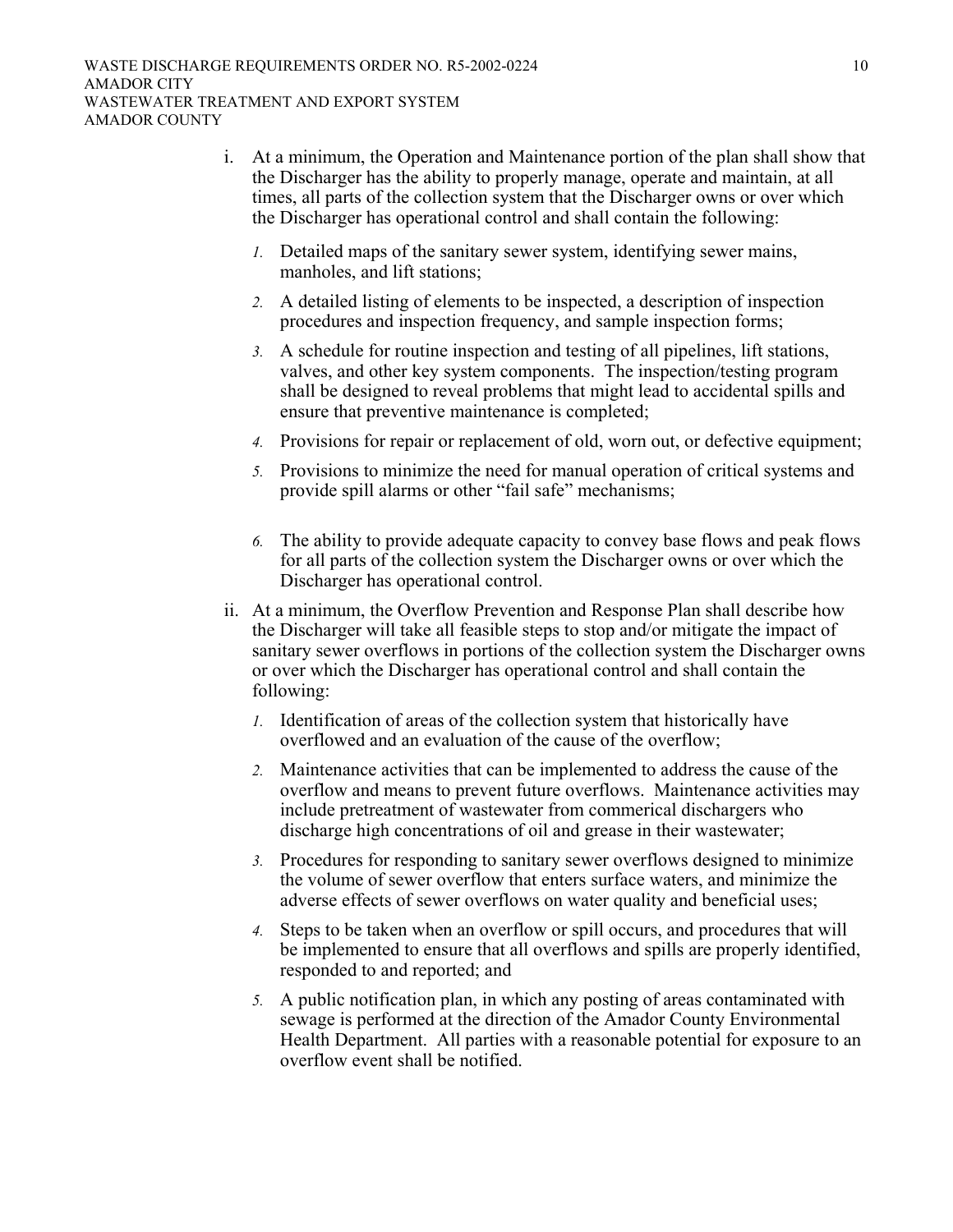i. At a minimum, the Operation and Maintenance portion of the plan shall show that the Discharger has the ability to properly manage, operate and maintain, at all times, all parts of the collection system that the Discharger owns or over which the Discharger has operational control and shall contain the following:

   1. Detailed maps of the sanitary sewer system, identifying sewer mains, manholes, and lift stations;

   2. A detailed listing of elements to be inspected, a description of inspection procedures and inspection frequency, and sample inspection forms;

   3. A schedule for routine inspection and testing of all pipelines, lift stations, valves, and other key system components. The inspection/testing program shall be designed to reveal problems that might lead to accidental spills and ensure that preventive maintenance is completed;

   4. Provisions for repair or replacement of old, worn out, or defective equipment;

   5. Provisions to minimize the need for manual operation of critical systems and provide spill alarms or other "fail safe" mechanisms;

   6. The ability to provide adequate capacity to convey base flows and peak flows for all parts of the collection system the Discharger owns or over which the Discharger has operational control.

ii. At a minimum, the Overflow Prevention and Response Plan shall describe how the Discharger will take all feasible steps to stop and/or mitigate the impact of sanitary sewer overflows in portions of the collection system the Discharger owns or over which the Discharger has operational control and shall contain the following:

   1. Identification of areas of the collection system that historically have overflowed and an evaluation of the cause of the overflow;

   2. Maintenance activities that can be implemented to address the cause of the overflow and means to prevent future overflows. Maintenance activities may include pretreatment of wastewater from commerical dischargers who discharge high concentrations of oil and grease in their wastewater;

   3. Procedures for responding to sanitary sewer overflows designed to minimize the volume of sewer overflow that enters surface waters, and minimize the adverse effects of sewer overflows on water quality and beneficial uses;

   4. Steps to be taken when an overflow or spill occurs, and procedures that will be implemented to ensure that all overflows and spills are properly identified, responded to and reported; and

   5. A public notification plan, in which any posting of areas contaminated with sewage is performed at the direction of the Amador County Environmental Health Department. All parties with a reasonable potential for exposure to an overflow event shall be notified.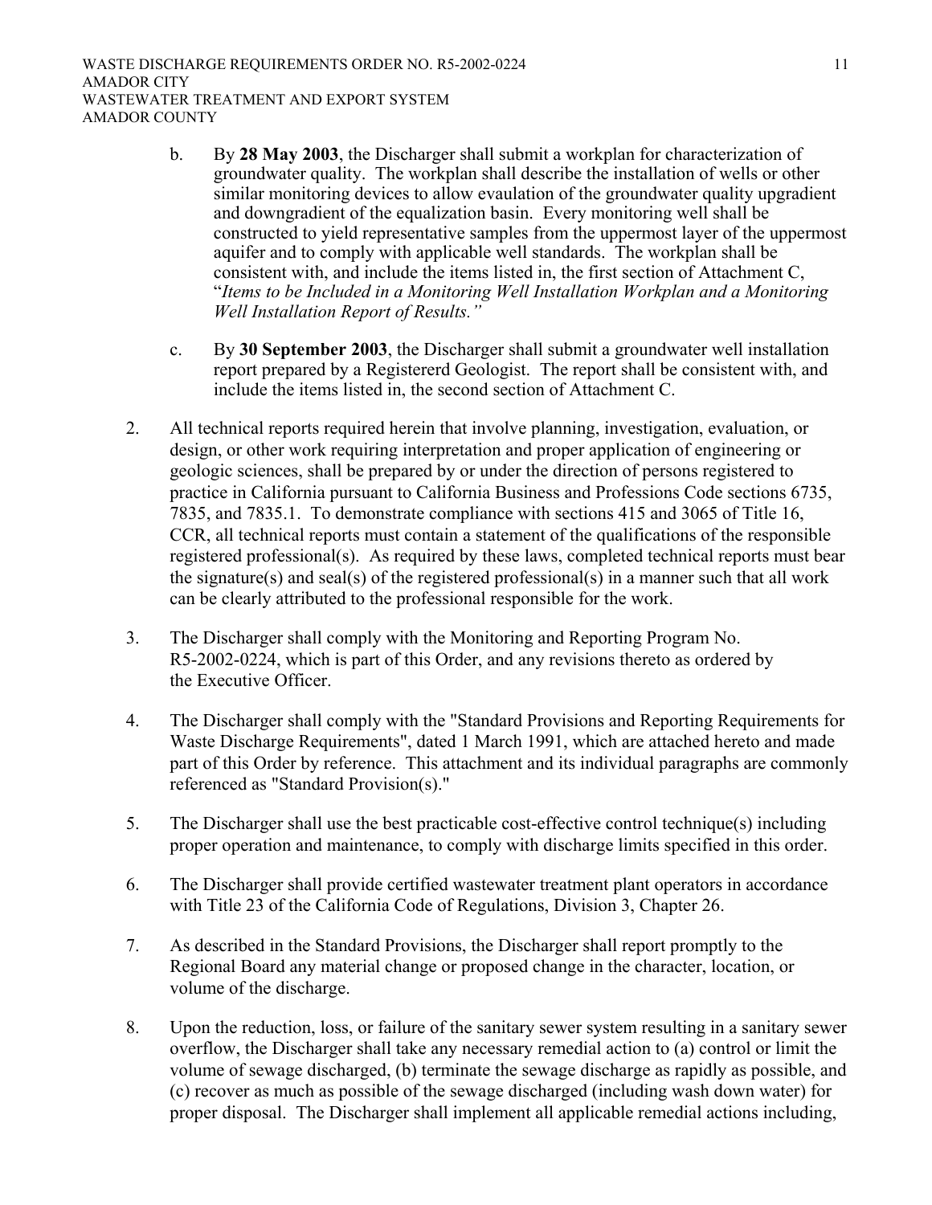b. By **28 May 2003**, the Discharger shall submit a workplan for characterization of groundwater quality. The workplan shall describe the installation of wells or other similar monitoring devices to allow evaulation of the groundwater quality upgradient and downgradient of the equalization basin. Every monitoring well shall be constructed to yield representative samples from the uppermost layer of the uppermost aquifer and to comply with applicable well standards. The workplan shall be consistent with, and include the items listed in, the first section of Attachment C, "*Items to be Included in a Monitoring Well Installation Workplan and a Monitoring Well Installation Report of Results."*

c. By **30 September 2003**, the Discharger shall submit a groundwater well installation report prepared by a Registererd Geologist. The report shall be consistent with, and include the items listed in, the second section of Attachment C.

2. All technical reports required herein that involve planning, investigation, evaluation, or design, or other work requiring interpretation and proper application of engineering or geologic sciences, shall be prepared by or under the direction of persons registered to practice in California pursuant to California Business and Professions Code sections 6735, 7835, and 7835.1. To demonstrate compliance with sections 415 and 3065 of Title 16, CCR, all technical reports must contain a statement of the qualifications of the responsible registered professional(s). As required by these laws, completed technical reports must bear the signature(s) and seal(s) of the registered professional(s) in a manner such that all work can be clearly attributed to the professional responsible for the work.

3. The Discharger shall comply with the Monitoring and Reporting Program No. R5-2002-0224, which is part of this Order, and any revisions thereto as ordered by the Executive Officer.

4. The Discharger shall comply with the "Standard Provisions and Reporting Requirements for Waste Discharge Requirements", dated 1 March 1991, which are attached hereto and made part of this Order by reference. This attachment and its individual paragraphs are commonly referenced as "Standard Provision(s)."

5. The Discharger shall use the best practicable cost-effective control technique(s) including proper operation and maintenance, to comply with discharge limits specified in this order.

6. The Discharger shall provide certified wastewater treatment plant operators in accordance with Title 23 of the California Code of Regulations, Division 3, Chapter 26.

7. As described in the Standard Provisions, the Discharger shall report promptly to the Regional Board any material change or proposed change in the character, location, or volume of the discharge.

8. Upon the reduction, loss, or failure of the sanitary sewer system resulting in a sanitary sewer overflow, the Discharger shall take any necessary remedial action to (a) control or limit the volume of sewage discharged, (b) terminate the sewage discharge as rapidly as possible, and (c) recover as much as possible of the sewage discharged (including wash down water) for proper disposal. The Discharger shall implement all applicable remedial actions including,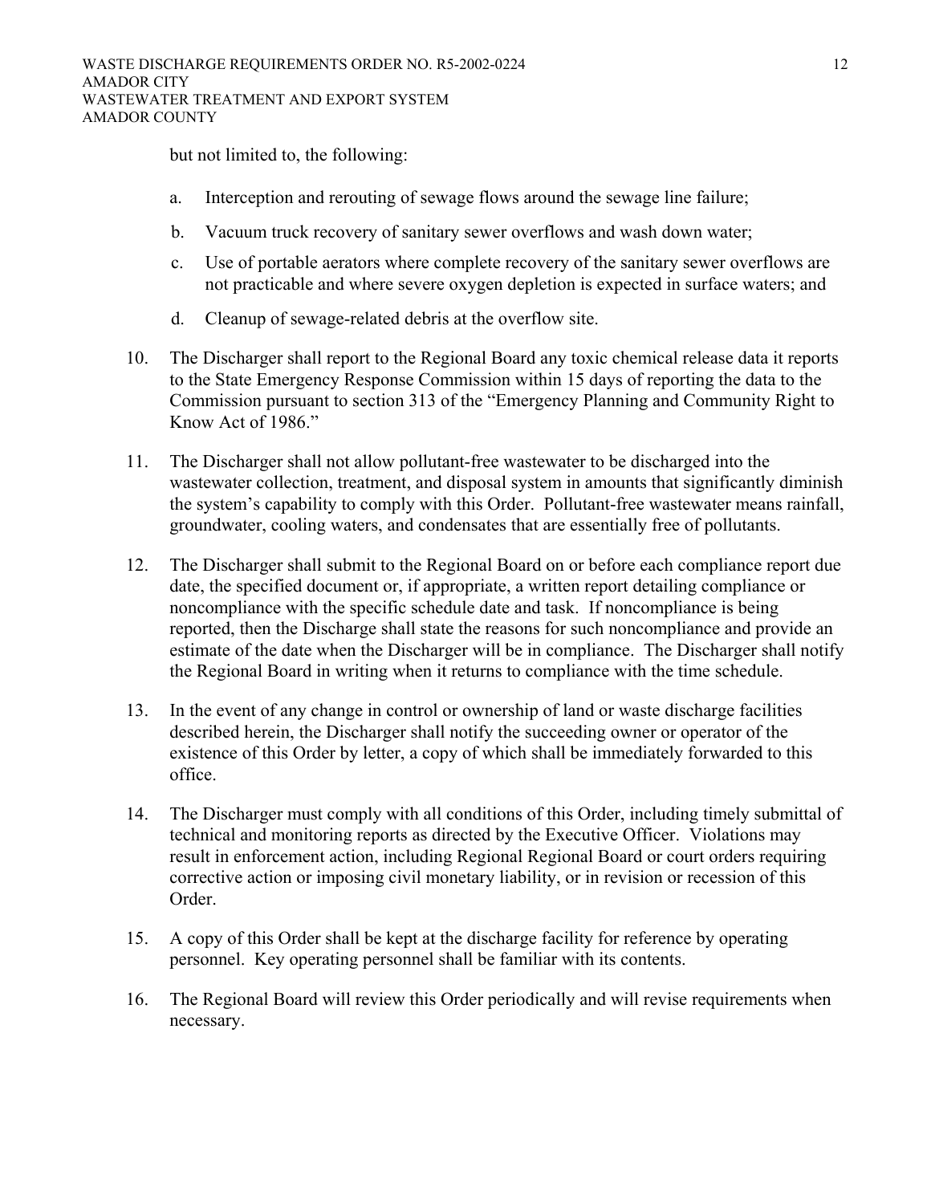but not limited to, the following:

a. Interception and rerouting of sewage flows around the sewage line failure;

b. Vacuum truck recovery of sanitary sewer overflows and wash down water;

c. Use of portable aerators where complete recovery of the sanitary sewer overflows are not practicable and where severe oxygen depletion is expected in surface waters; and

d. Cleanup of sewage-related debris at the overflow site.

10. The Discharger shall report to the Regional Board any toxic chemical release data it reports to the State Emergency Response Commission within 15 days of reporting the data to the Commission pursuant to section 313 of the "Emergency Planning and Community Right to Know Act of 1986."

11. The Discharger shall not allow pollutant-free wastewater to be discharged into the wastewater collection, treatment, and disposal system in amounts that significantly diminish the system's capability to comply with this Order. Pollutant-free wastewater means rainfall, groundwater, cooling waters, and condensates that are essentially free of pollutants.

12. The Discharger shall submit to the Regional Board on or before each compliance report due date, the specified document or, if appropriate, a written report detailing compliance or noncompliance with the specific schedule date and task. If noncompliance is being reported, then the Discharge shall state the reasons for such noncompliance and provide an estimate of the date when the Discharger will be in compliance. The Discharger shall notify the Regional Board in writing when it returns to compliance with the time schedule.

13. In the event of any change in control or ownership of land or waste discharge facilities described herein, the Discharger shall notify the succeeding owner or operator of the existence of this Order by letter, a copy of which shall be immediately forwarded to this office.

14. The Discharger must comply with all conditions of this Order, including timely submittal of technical and monitoring reports as directed by the Executive Officer. Violations may result in enforcement action, including Regional Regional Board or court orders requiring corrective action or imposing civil monetary liability, or in revision or recession of this Order.

15. A copy of this Order shall be kept at the discharge facility for reference by operating personnel. Key operating personnel shall be familiar with its contents.

16. The Regional Board will review this Order periodically and will revise requirements when necessary.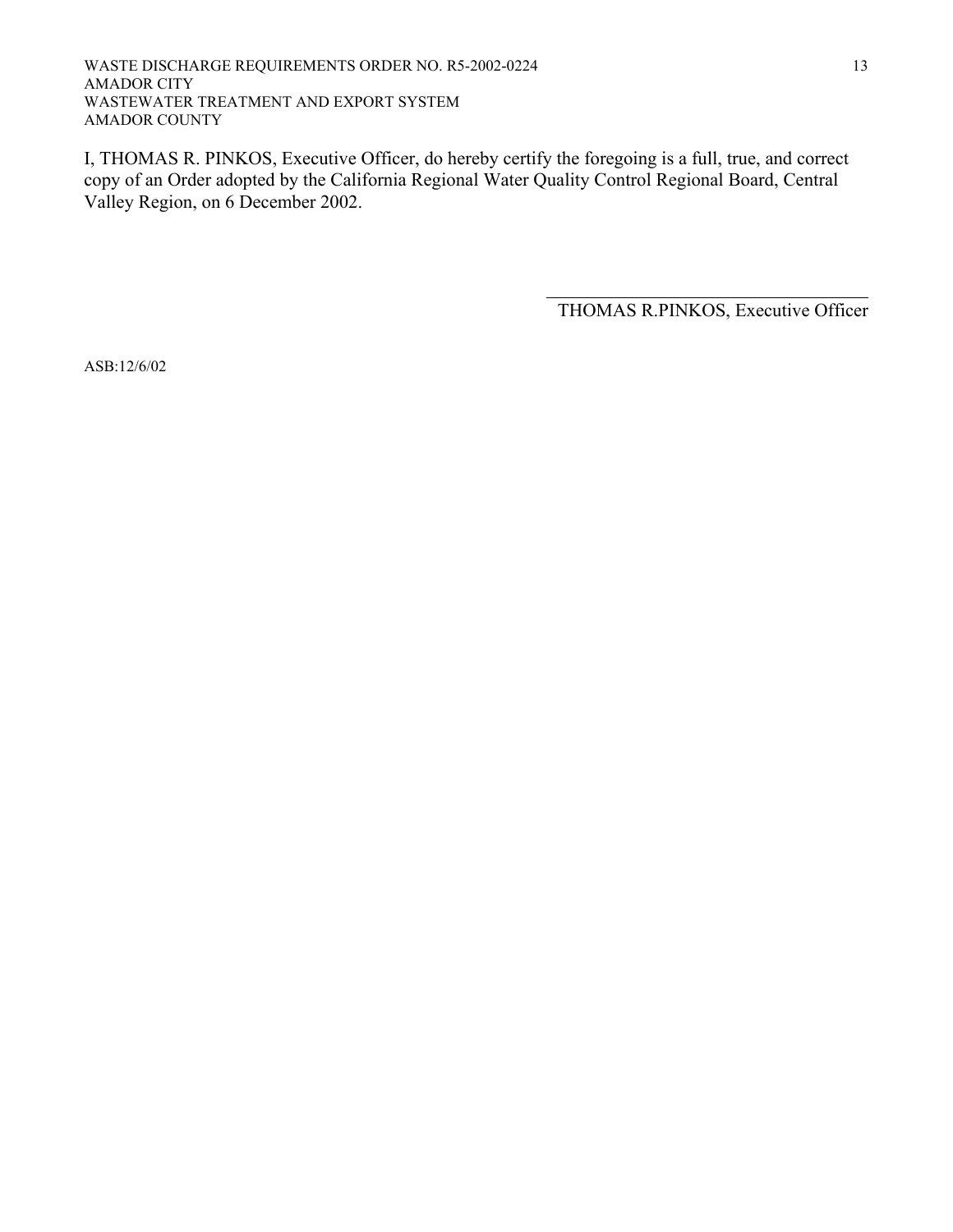I, THOMAS R. PINKOS, Executive Officer, do hereby certify the foregoing is a full, true, and correct copy of an Order adopted by the California Regional Water Quality Control Regional Board, Central Valley Region, on 6 December 2002.

\_\_\_\_\_\_\_\_\_\_\_\_\_\_\_\_\_\_\_\_\_\_\_\_\_\_\_\_\_\_\_\_\_\_\_\_

THOMAS R.PINKOS, Executive Officer

ASB:12/6/02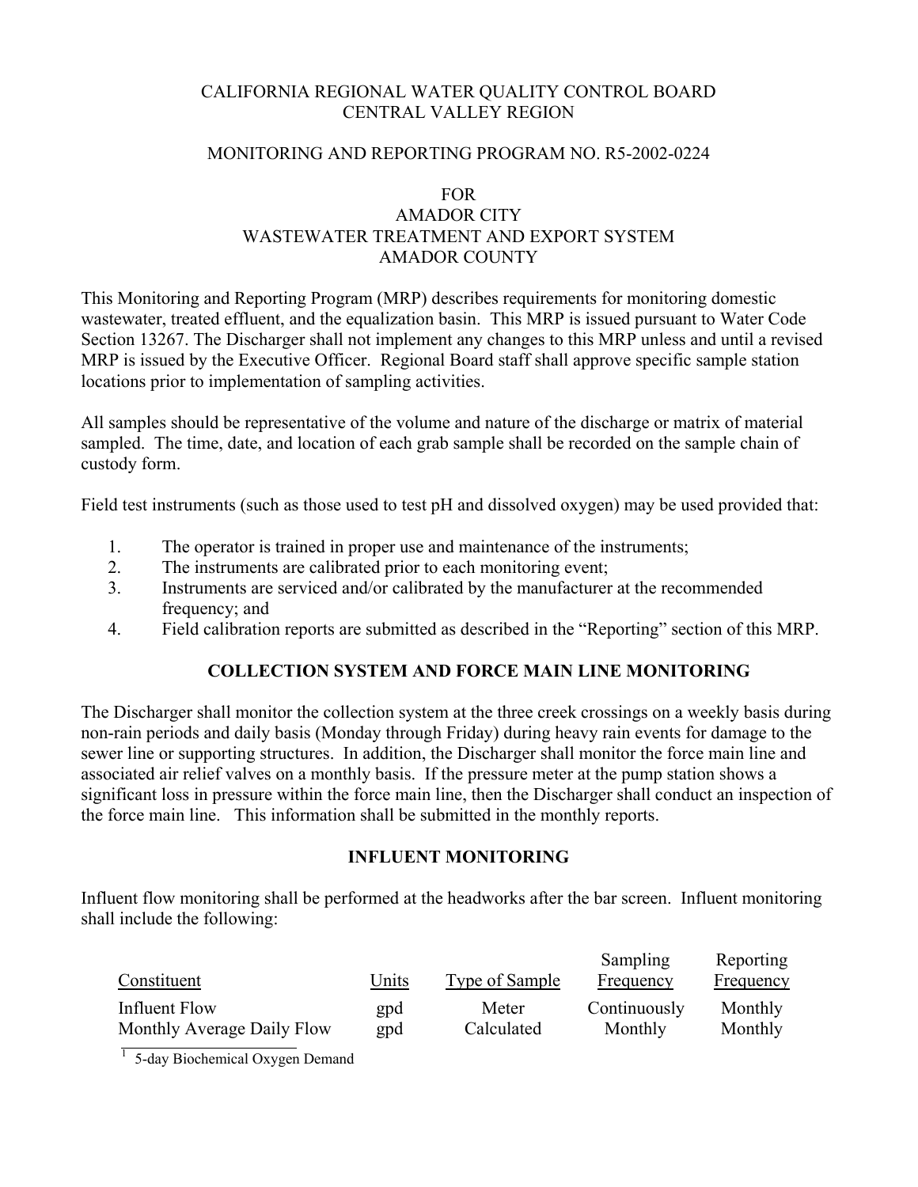CALIFORNIA REGIONAL WATER QUALITY CONTROL BOARD
CENTRAL VALLEY REGION

MONITORING AND REPORTING PROGRAM NO. R5-2002-0224

FOR
AMADOR CITY
WASTEWATER TREATMENT AND EXPORT SYSTEM
AMADOR COUNTY

This Monitoring and Reporting Program (MRP) describes requirements for monitoring domestic wastewater, treated effluent, and the equalization basin. This MRP is issued pursuant to Water Code Section 13267. The Discharger shall not implement any changes to this MRP unless and until a revised MRP is issued by the Executive Officer. Regional Board staff shall approve specific sample station locations prior to implementation of sampling activities.

All samples should be representative of the volume and nature of the discharge or matrix of material sampled. The time, date, and location of each grab sample shall be recorded on the sample chain of custody form.

Field test instruments (such as those used to test pH and dissolved oxygen) may be used provided that:

1. The operator is trained in proper use and maintenance of the instruments;
2. The instruments are calibrated prior to each monitoring event;
3. Instruments are serviced and/or calibrated by the manufacturer at the recommended frequency; and
4. Field calibration reports are submitted as described in the "Reporting" section of this MRP.

## COLLECTION SYSTEM AND FORCE MAIN LINE MONITORING

The Discharger shall monitor the collection system at the three creek crossings on a weekly basis during non-rain periods and daily basis (Monday through Friday) during heavy rain events for damage to the sewer line or supporting structures. In addition, the Discharger shall monitor the force main line and associated air relief valves on a monthly basis. If the pressure meter at the pump station shows a significant loss in pressure within the force main line, then the Discharger shall conduct an inspection of the force main line. This information shall be submitted in the monthly reports.

## INFLUENT MONITORING

Influent flow monitoring shall be performed at the headworks after the bar screen. Influent monitoring shall include the following:

| Constituent | Units | Type of Sample | Sampling Frequency | Reporting Frequency |
|---|---|---|---|---|
| Influent Flow | gpd | Meter | Continuously | Monthly |
| Monthly Average Daily Flow | gpd | Calculated | Monthly | Monthly |

[1] 5-day Biochemical Oxygen Demand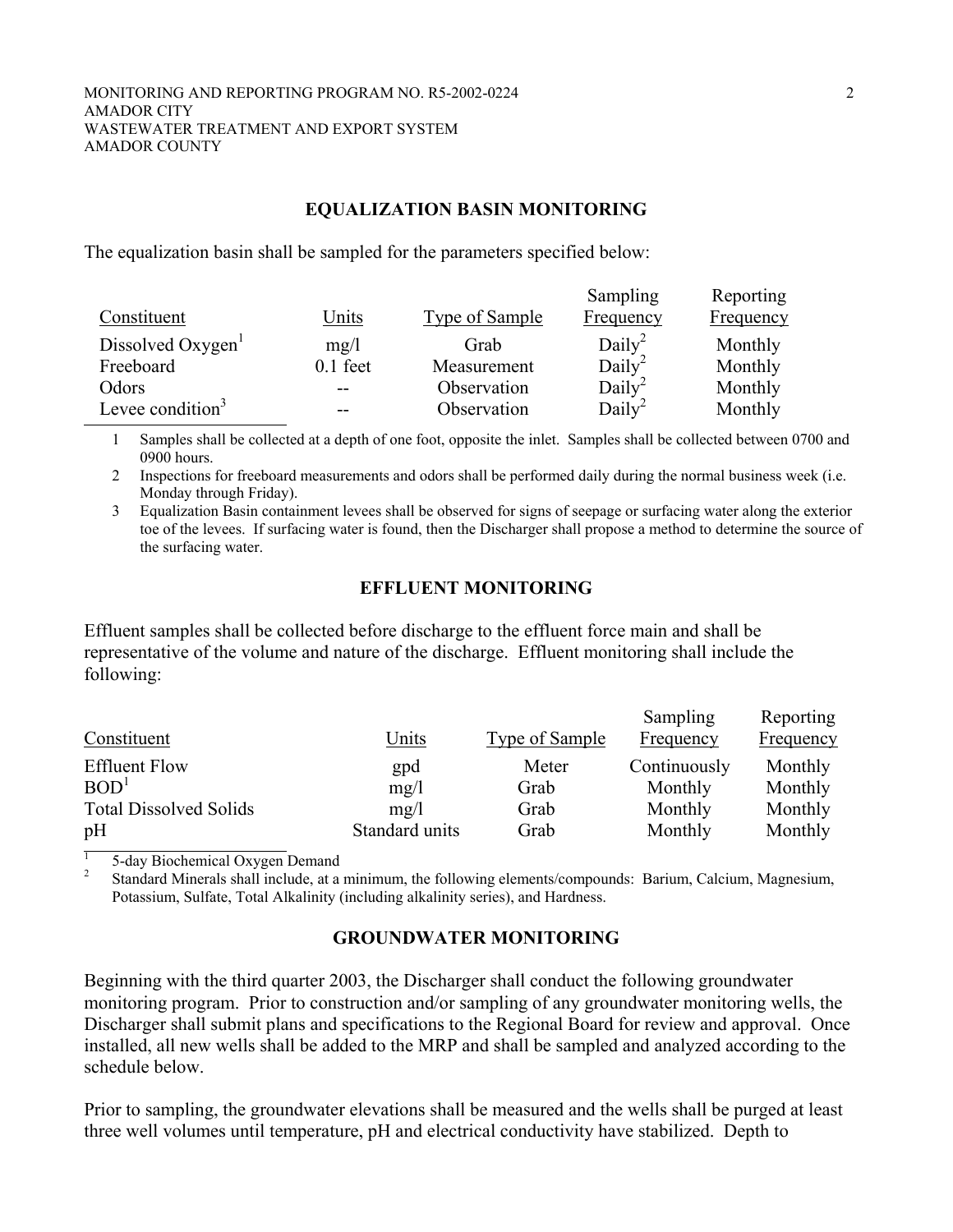## EQUALIZATION BASIN MONITORING

The equalization basin shall be sampled for the parameters specified below:

| Constituent | Units | Type of Sample | Sampling Frequency | Reporting Frequency |
|---|---|---|---|---|
| Dissolved Oxygen[1] | mg/l | Grab | Daily[2] | Monthly |
| Freeboard | 0.1 feet | Measurement | Daily[2] | Monthly |
| Odors | -- | Observation | Daily[2] | Monthly |
| Levee condition[3] | -- | Observation | Daily[2] | Monthly |

1 Samples shall be collected at a depth of one foot, opposite the inlet. Samples shall be collected between 0700 and 0900 hours.

2 Inspections for freeboard measurements and odors shall be performed daily during the normal business week (i.e. Monday through Friday).

3 Equalization Basin containment levees shall be observed for signs of seepage or surfacing water along the exterior toe of the levees. If surfacing water is found, then the Discharger shall propose a method to determine the source of the surfacing water.

## EFFLUENT MONITORING

Effluent samples shall be collected before discharge to the effluent force main and shall be representative of the volume and nature of the discharge. Effluent monitoring shall include the following:

| Constituent | Units | Type of Sample | Sampling Frequency | Reporting Frequency |
|---|---|---|---|---|
| Effluent Flow | gpd | Meter | Continuously | Monthly |
| BOD[1] | mg/l | Grab | Monthly | Monthly |
| Total Dissolved Solids | mg/l | Grab | Monthly | Monthly |
| pH | Standard units | Grab | Monthly | Monthly |

1 5-day Biochemical Oxygen Demand

2 Standard Minerals shall include, at a minimum, the following elements/compounds: Barium, Calcium, Magnesium, Potassium, Sulfate, Total Alkalinity (including alkalinity series), and Hardness.

## GROUNDWATER MONITORING

Beginning with the third quarter 2003, the Discharger shall conduct the following groundwater monitoring program. Prior to construction and/or sampling of any groundwater monitoring wells, the Discharger shall submit plans and specifications to the Regional Board for review and approval. Once installed, all new wells shall be added to the MRP and shall be sampled and analyzed according to the schedule below.

Prior to sampling, the groundwater elevations shall be measured and the wells shall be purged at least three well volumes until temperature, pH and electrical conductivity have stabilized. Depth to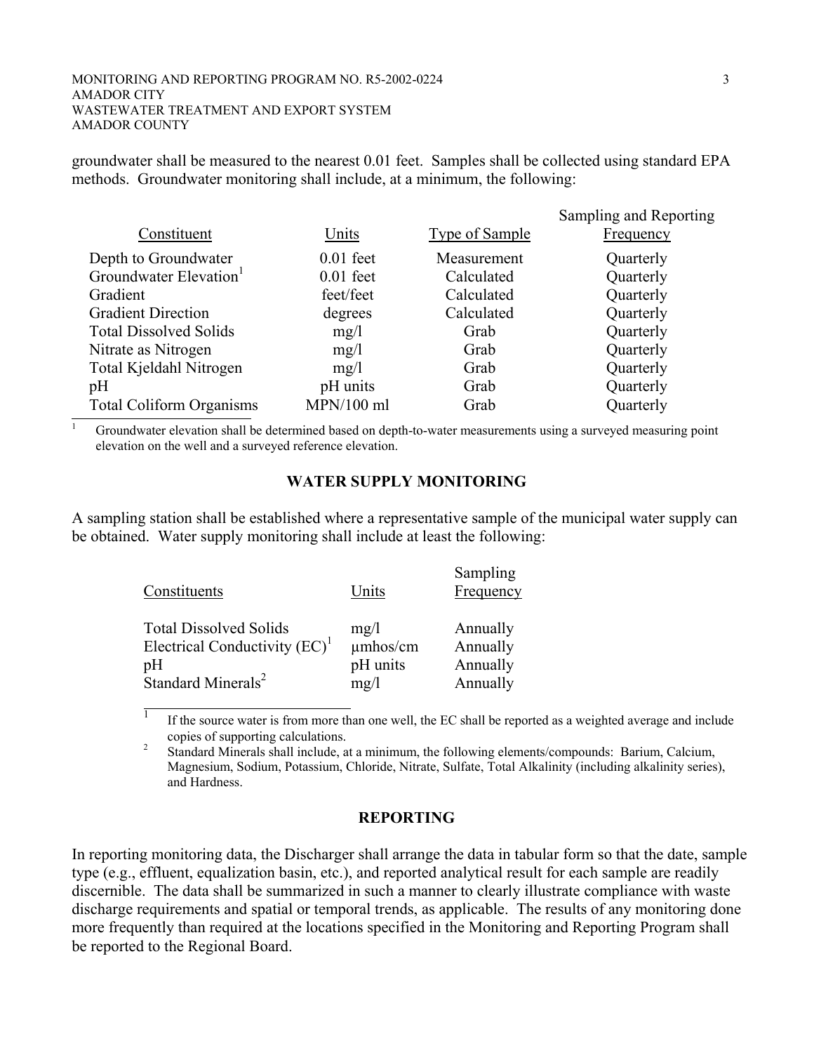groundwater shall be measured to the nearest 0.01 feet. Samples shall be collected using standard EPA methods. Groundwater monitoring shall include, at a minimum, the following:

| Constituent | Units | Type of Sample | Sampling and Reporting Frequency |
|---|---|---|---|
| Depth to Groundwater | 0.01 feet | Measurement | Quarterly |
| Groundwater Elevation[1] | 0.01 feet | Calculated | Quarterly |
| Gradient | feet/feet | Calculated | Quarterly |
| Gradient Direction | degrees | Calculated | Quarterly |
| Total Dissolved Solids | mg/l | Grab | Quarterly |
| Nitrate as Nitrogen | mg/l | Grab | Quarterly |
| Total Kjeldahl Nitrogen | mg/l | Grab | Quarterly |
| pH | pH units | Grab | Quarterly |
| Total Coliform Organisms | MPN/100 ml | Grab | Quarterly |

[1] Groundwater elevation shall be determined based on depth-to-water measurements using a surveyed measuring point elevation on the well and a surveyed reference elevation.

## WATER SUPPLY MONITORING

A sampling station shall be established where a representative sample of the municipal water supply can be obtained. Water supply monitoring shall include at least the following:

| Constituents | Units | Sampling Frequency |
|---|---|---|
| Total Dissolved Solids | mg/l | Annually |
| Electrical Conductivity (EC)[1] | μmhos/cm | Annually |
| pH | pH units | Annually |
| Standard Minerals[2] | mg/l | Annually |

[1] If the source water is from more than one well, the EC shall be reported as a weighted average and include copies of supporting calculations.

[2] Standard Minerals shall include, at a minimum, the following elements/compounds: Barium, Calcium, Magnesium, Sodium, Potassium, Chloride, Nitrate, Sulfate, Total Alkalinity (including alkalinity series), and Hardness.

## REPORTING

In reporting monitoring data, the Discharger shall arrange the data in tabular form so that the date, sample type (e.g., effluent, equalization basin, etc.), and reported analytical result for each sample are readily discernible. The data shall be summarized in such a manner to clearly illustrate compliance with waste discharge requirements and spatial or temporal trends, as applicable. The results of any monitoring done more frequently than required at the locations specified in the Monitoring and Reporting Program shall be reported to the Regional Board.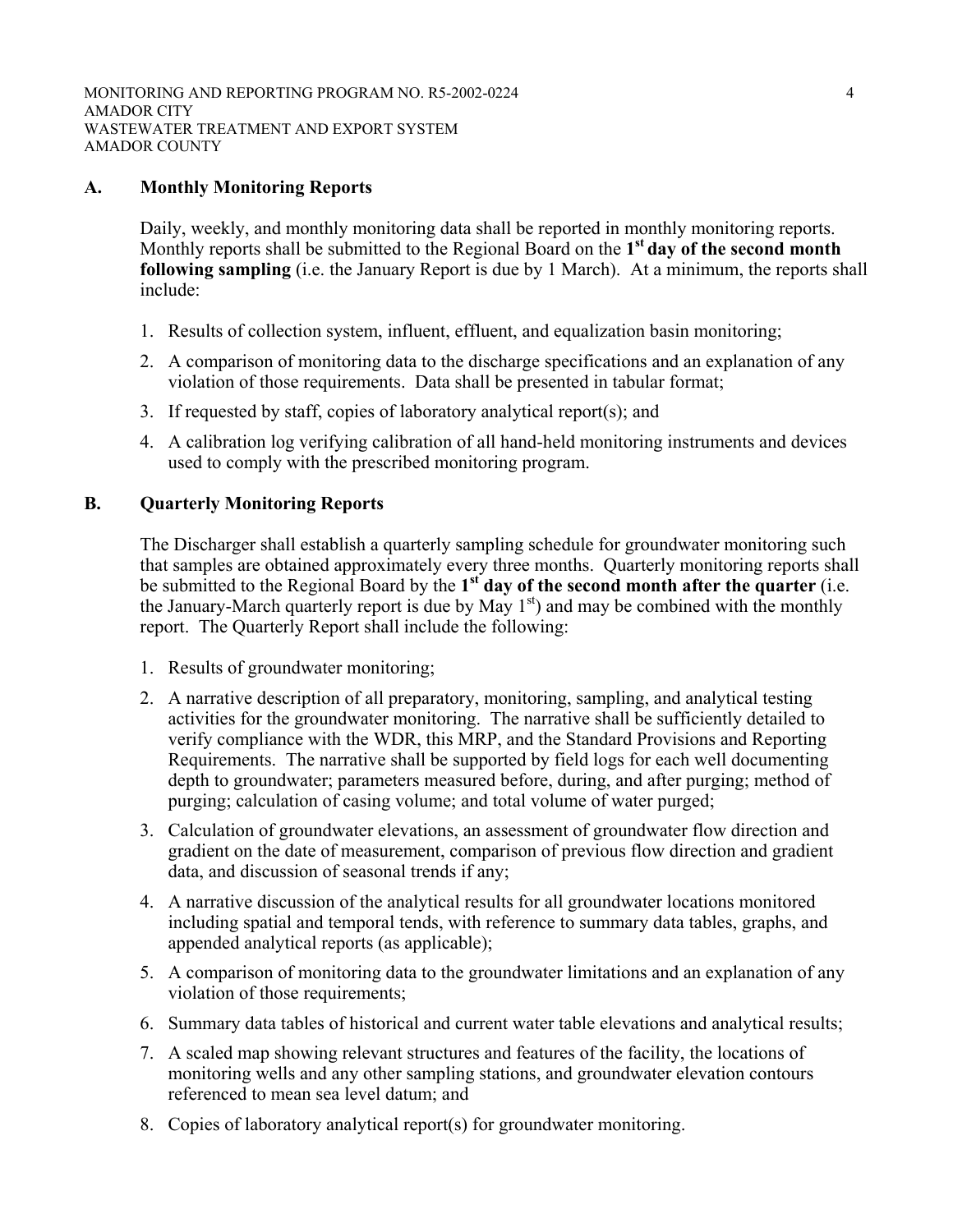## A. Monthly Monitoring Reports

Daily, weekly, and monthly monitoring data shall be reported in monthly monitoring reports. Monthly reports shall be submitted to the Regional Board on the **1st day of the second month following sampling** (i.e. the January Report is due by 1 March). At a minimum, the reports shall include:

1. Results of collection system, influent, effluent, and equalization basin monitoring;
2. A comparison of monitoring data to the discharge specifications and an explanation of any violation of those requirements. Data shall be presented in tabular format;
3. If requested by staff, copies of laboratory analytical report(s); and
4. A calibration log verifying calibration of all hand-held monitoring instruments and devices used to comply with the prescribed monitoring program.

## B. Quarterly Monitoring Reports

The Discharger shall establish a quarterly sampling schedule for groundwater monitoring such that samples are obtained approximately every three months. Quarterly monitoring reports shall be submitted to the Regional Board by the **1st day of the second month after the quarter** (i.e. the January-March quarterly report is due by May 1st) and may be combined with the monthly report. The Quarterly Report shall include the following:

1. Results of groundwater monitoring;
2. A narrative description of all preparatory, monitoring, sampling, and analytical testing activities for the groundwater monitoring. The narrative shall be sufficiently detailed to verify compliance with the WDR, this MRP, and the Standard Provisions and Reporting Requirements. The narrative shall be supported by field logs for each well documenting depth to groundwater; parameters measured before, during, and after purging; method of purging; calculation of casing volume; and total volume of water purged;
3. Calculation of groundwater elevations, an assessment of groundwater flow direction and gradient on the date of measurement, comparison of previous flow direction and gradient data, and discussion of seasonal trends if any;
4. A narrative discussion of the analytical results for all groundwater locations monitored including spatial and temporal tends, with reference to summary data tables, graphs, and appended analytical reports (as applicable);
5. A comparison of monitoring data to the groundwater limitations and an explanation of any violation of those requirements;
6. Summary data tables of historical and current water table elevations and analytical results;
7. A scaled map showing relevant structures and features of the facility, the locations of monitoring wells and any other sampling stations, and groundwater elevation contours referenced to mean sea level datum; and
8. Copies of laboratory analytical report(s) for groundwater monitoring.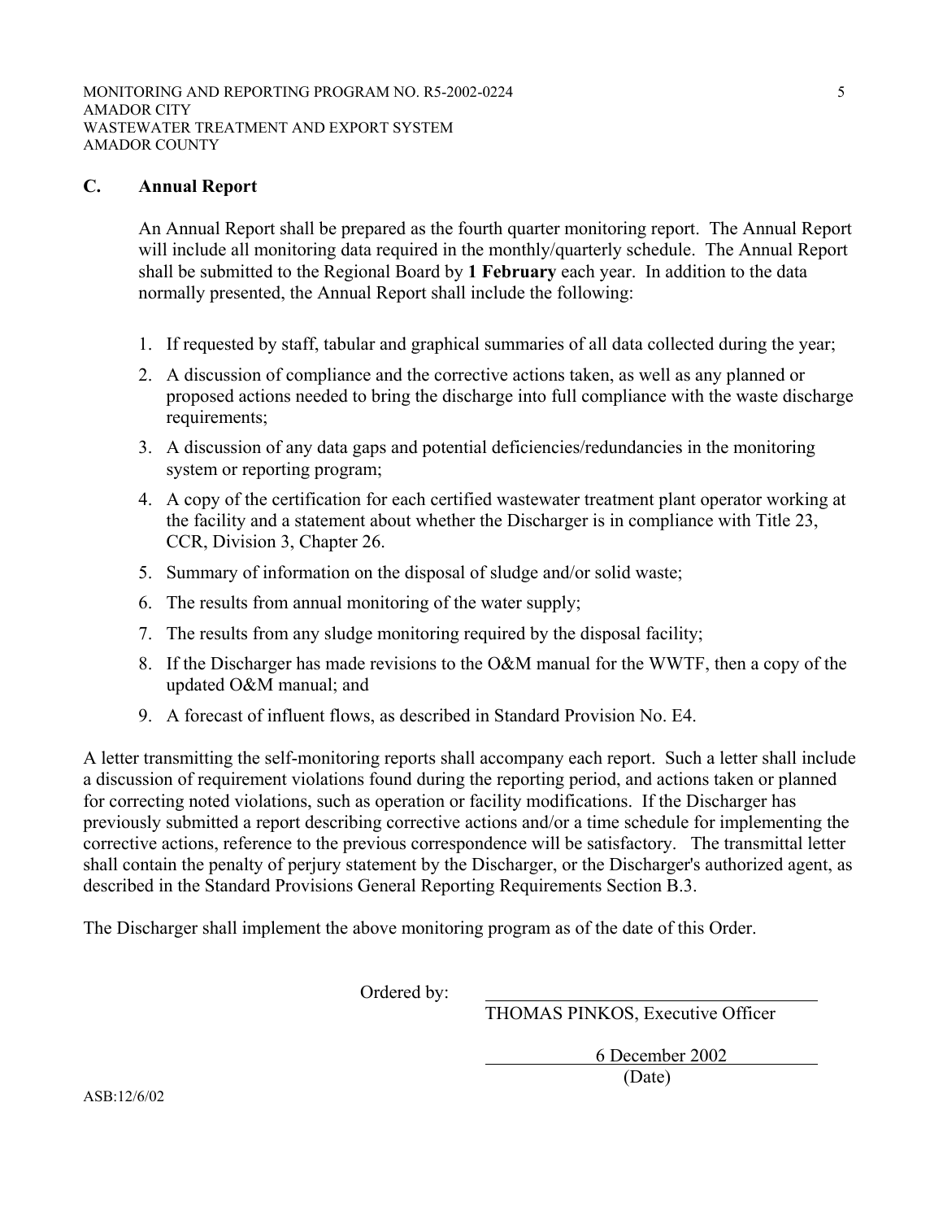## C. Annual Report

An Annual Report shall be prepared as the fourth quarter monitoring report. The Annual Report will include all monitoring data required in the monthly/quarterly schedule. The Annual Report shall be submitted to the Regional Board by **1 February** each year. In addition to the data normally presented, the Annual Report shall include the following:

1. If requested by staff, tabular and graphical summaries of all data collected during the year;
2. A discussion of compliance and the corrective actions taken, as well as any planned or proposed actions needed to bring the discharge into full compliance with the waste discharge requirements;
3. A discussion of any data gaps and potential deficiencies/redundancies in the monitoring system or reporting program;
4. A copy of the certification for each certified wastewater treatment plant operator working at the facility and a statement about whether the Discharger is in compliance with Title 23, CCR, Division 3, Chapter 26.
5. Summary of information on the disposal of sludge and/or solid waste;
6. The results from annual monitoring of the water supply;
7. The results from any sludge monitoring required by the disposal facility;
8. If the Discharger has made revisions to the O&M manual for the WWTF, then a copy of the updated O&M manual; and
9. A forecast of influent flows, as described in Standard Provision No. E4.

A letter transmitting the self-monitoring reports shall accompany each report. Such a letter shall include a discussion of requirement violations found during the reporting period, and actions taken or planned for correcting noted violations, such as operation or facility modifications. If the Discharger has previously submitted a report describing corrective actions and/or a time schedule for implementing the corrective actions, reference to the previous correspondence will be satisfactory. The transmittal letter shall contain the penalty of perjury statement by the Discharger, or the Discharger's authorized agent, as described in the Standard Provisions General Reporting Requirements Section B.3.

The Discharger shall implement the above monitoring program as of the date of this Order.

Ordered by: \_\_\_\_\_\_\_\_\_\_\_\_\_\_\_\_\_\_\_\_\_\_\_\_\_\_\_\_\_\_

THOMAS PINKOS, Executive Officer

6 December 2002

(Date)

ASB:12/6/02